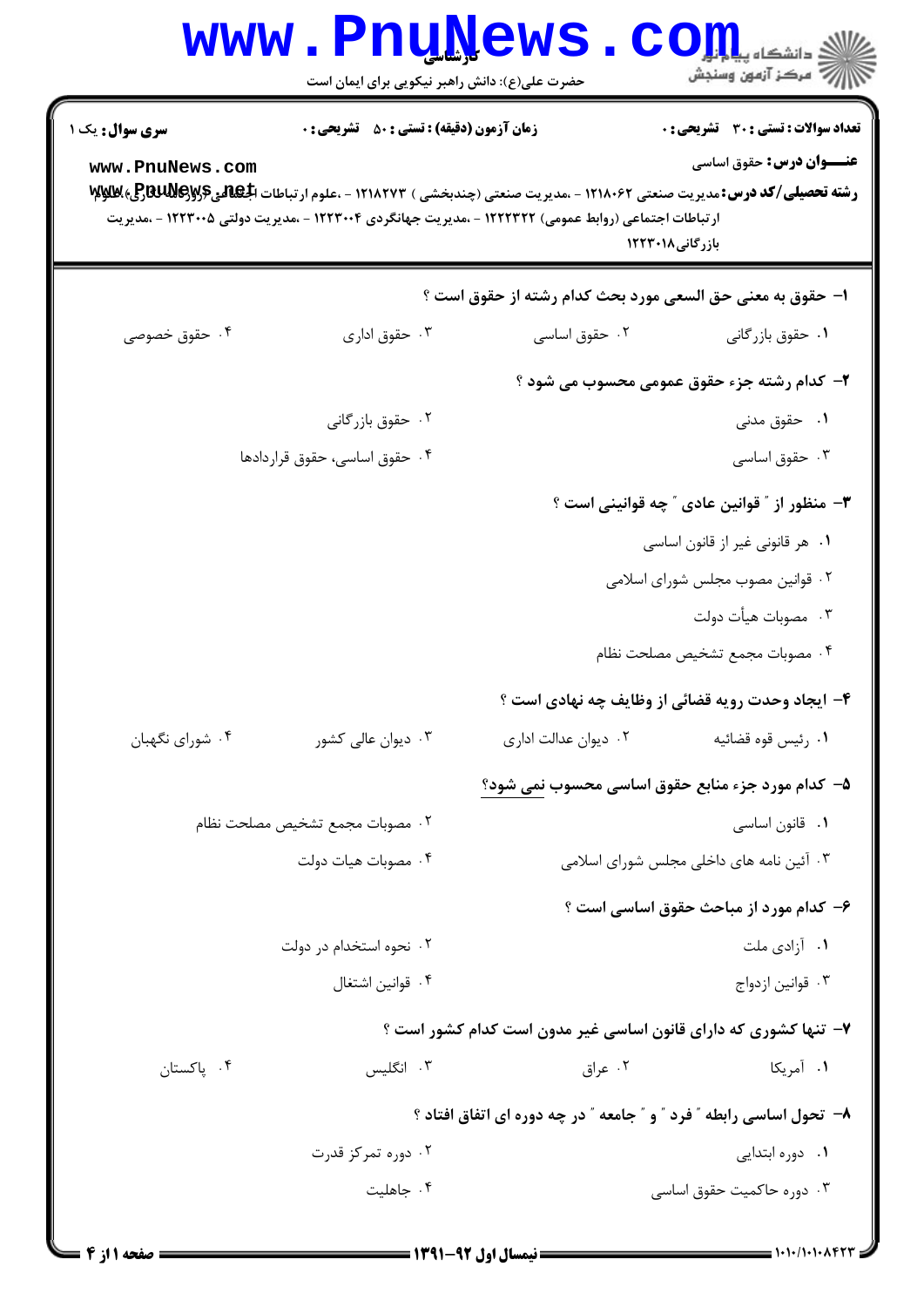**سری سوال:** یک ۱

**زمان آزمون (دقیقه) : تستی : ۵۰ تشریحی : ۰**

**تعداد سوالات : تستی : ۳۰ تشریحی : ۰**

**عنـــوان درس:** حقوق اساسی

**رشته تحصیلی/کد درس:** مدیریت صنعتی ۱۲۱۸۰۶۲ - ،مدیریت صنعتی (چندبخشی ) ۱۲۱۸۲۷۳ - ،علوم ارتباطات اجتماعی (روزنامه نگاری)، علوم ارتباطات اجتماعی (روابط عمومی) ۱۲۲۲۳۲۲ - ،مدیریت جهانگردی ۱۲۲۳۰۰۴ - ،مدیریت دولتی ۱۲۲۳۰۰۵ - ،مدیریت بازرگانی ۱۲۲۳۰۱۸

---

**۱- حقوق به معنی حق السعی مورد بحث کدام رشته از حقوق است ؟**

۱. حقوق بازرگانی
۲. حقوق اساسی
۳. حقوق اداری
۴. حقوق خصوصی

**۲- کدام رشته جزء حقوق عمومی محسوب می شود ؟**

۱. حقوق مدنی
۲. حقوق بازرگانی
۳. حقوق اساسی
۴. حقوق اساسی، حقوق قراردادها

**۳- منظور از ″ قوانین عادی ″ چه قوانینی است ؟**

۱. هر قانونی غیر از قانون اساسی
۲. قوانین مصوب مجلس شورای اسلامی
۳. مصوبات هیأت دولت
۴. مصوبات مجمع تشخیص مصلحت نظام

**۴- ایجاد وحدت رویه قضائی از وظایف چه نهادی است ؟**

۱. رئیس قوه قضائیه
۲. دیوان عدالت اداری
۳. دیوان عالی کشور
۴. شورای نگهبان

**۵- کدام مورد جزء منابع حقوق اساسی محسوب نمی شود؟**

۱. قانون اساسی
۲. مصوبات مجمع تشخیص مصلحت نظام
۳. آئین نامه های داخلی مجلس شورای اسلامی
۴. مصوبات هیات دولت

**۶- کدام مورد از مباحث حقوق اساسی است ؟**

۱. آزادی ملت
۲. نحوه استخدام در دولت
۳. قوانین ازدواج
۴. قوانین اشتغال

**۷- تنها کشوری که دارای قانون اساسی غیر مدون است کدام کشور است ؟**

۱. آمریکا
۲. عراق
۳. انگلیس
۴. پاکستان

**۸- تحول اساسی رابطه ″ فرد ″ و ″ جامعه ″ در چه دوره ای اتفاق افتاد ؟**

۱. دوره ابتدایی
۲. دوره تمرکز قدرت
۳. دوره حاکمیت حقوق اساسی
۴. جاهلیت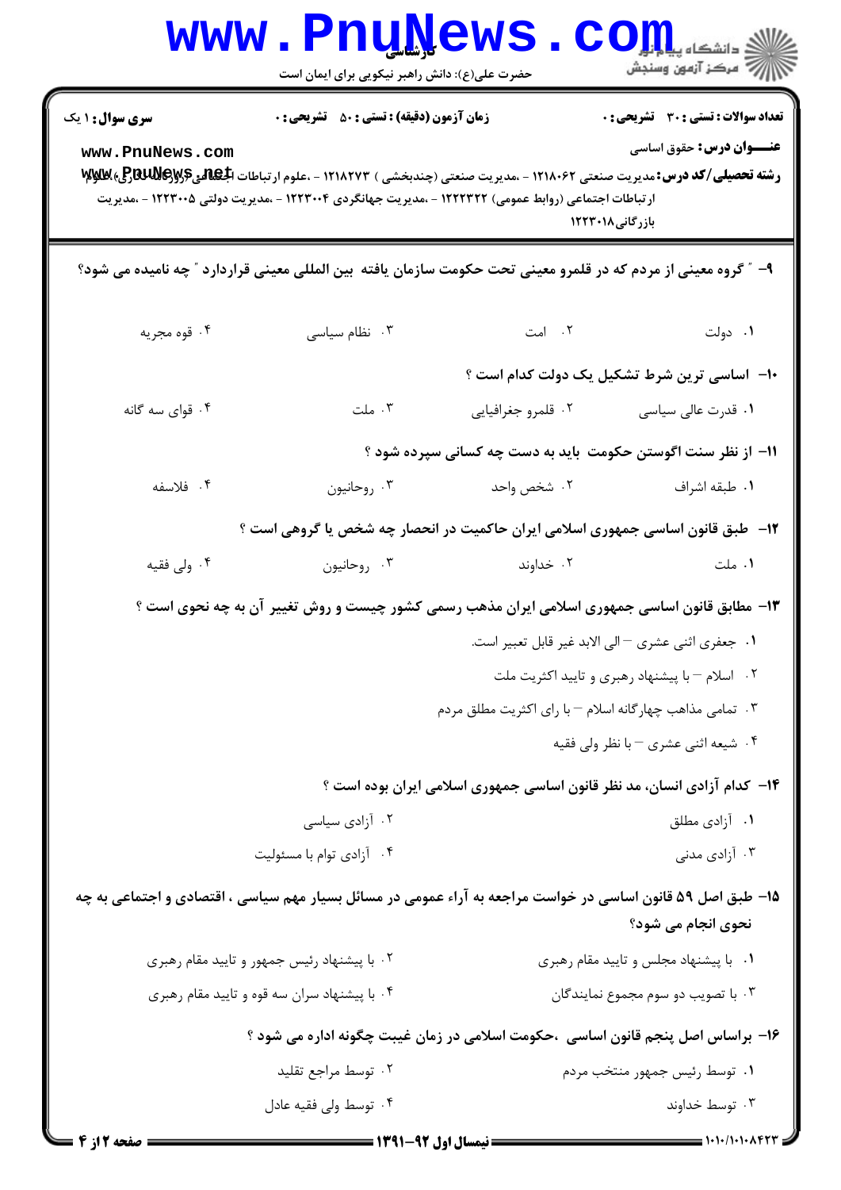**سری سوال:** ۱ یک

**زمان آزمون (دقیقه) : تستی : ۵۰ تشریحی : ۰**

**تعداد سوالات : تستی : ۳۰ تشریحی : ۰**

**عنـــوان درس:** حقوق اساسی

**رشته تحصیلی/کد درس:** مدیریت صنعتی ۱۲۱۸۰۶۲ - ،مدیریت صنعتی (چندبخشی ) ۱۲۱۸۲۷۳ - ،علوم ارتباطات اجتماعی (روزنامه نگاری)، علوم ارتباطات اجتماعی (روابط عمومی) ۱۲۲۲۳۲۲ - ،مدیریت جهانگردی ۱۲۲۳۰۰۴ - ،مدیریت دولتی ۱۲۲۳۰۰۵ - ،مدیریت بازرگانی۱۲۲۳۰۱۸

۹- " گروه معینی از مردم که در قلمرو معینی تحت حکومت سازمان یافته بین المللی معینی قراردارد " چه نامیده می شود؟

۱. دولت
۲. امت
۳. نظام سیاسی
۴. قوه مجریه

۱۰- اساسی ترین شرط تشکیل یک دولت کدام است ؟

۱. قدرت عالی سیاسی
۲. قلمرو جغرافیایی
۳. ملت
۴. قوای سه گانه

۱۱- از نظر سنت اگوستن حکومت باید به دست چه کسانی سپرده شود ؟

۱. طبقه اشراف
۲. شخص واحد
۳. روحانیون
۴. فلاسفه

۱۲- طبق قانون اساسی جمهوری اسلامی ایران حاکمیت در انحصار چه شخص یا گروهی است ؟

۱. ملت
۲. خداوند
۳. روحانیون
۴. ولی فقیه

۱۳- مطابق قانون اساسی جمهوری اسلامی ایران مذهب رسمی کشور چیست و روش تغییر آن به چه نحوی است ؟

۱. جعفری اثنی عشری – الی الابد غیر قابل تعبیر است.
۲. اسلام – با پیشنهاد رهبری و تایید اکثریت ملت
۳. تمامی مذاهب چهارگانه اسلام – با رای اکثریت مطلق مردم
۴. شیعه اثنی عشری – با نظر ولی فقیه

۱۴- کدام آزادی انسان، مد نظر قانون اساسی جمهوری اسلامی ایران بوده است ؟

۱. آزادی مطلق
۲. آزادی سیاسی
۳. آزادی مدنی
۴. آزادی توام با مسئولیت

۱۵- طبق اصل ۵۹ قانون اساسی در خواست مراجعه به آراء عمومی در مسائل بسیار مهم سیاسی ، اقتصادی و اجتماعی به چه نحوی انجام می شود؟

۱. با پیشنهاد مجلس و تایید مقام رهبری
۲. با پیشنهاد رئیس جمهور و تایید مقام رهبری
۳. با تصویب دو سوم مجموع نمایندگان
۴. با پیشنهاد سران سه قوه و تایید مقام رهبری

۱۶- براساس اصل پنجم قانون اساسی ،حکومت اسلامی در زمان غیبت چگونه اداره می شود ؟

۱. توسط رئیس جمهور منتخب مردم
۲. توسط مراجع تقلید
۳. توسط خداوند
۴. توسط ولی فقیه عادل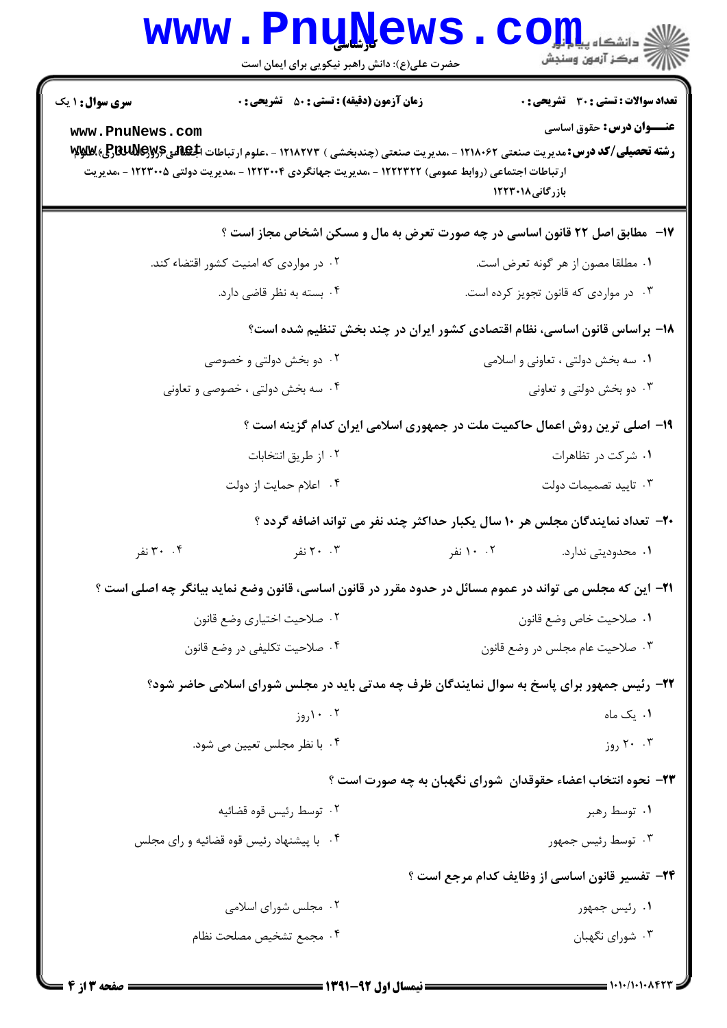**سری سوال:** ۱ یک

**زمان آزمون (دقیقه) : تستی :** ۵۰ **تشریحی :** ۰

**تعداد سوالات : تستی :** ۳۰ **تشریحی :** ۰

**عنـــوان درس:** حقوق اساسی

**رشته تحصیلی/کد درس:** مدیریت صنعتی ۱۲۱۸۰۶۲ - ،مدیریت صنعتی (چندبخشی ) ۱۲۱۸۲۷۳ - ،علوم ارتباطات اجتماعی (روزنامه نگاری)، علوم ارتباطات اجتماعی (روابط عمومی) ۱۲۲۲۳۲۲ - ،مدیریت جهانگردی ۱۲۲۳۰۰۴ - ،مدیریت دولتی ۱۲۲۳۰۰۵ - ،مدیریت بازرگانی ۱۲۲۳۰۱۸

۱۷- مطابق اصل ۲۲ قانون اساسی در چه صورت تعرض به مال و مسکن اشخاص مجاز است ؟

۱. مطلقا مصون از هر گونه تعرض است.

۲. در مواردی که امنیت کشور اقتضاء کند.

۳. در مواردی که قانون تجویز کرده است.

۴. بسته به نظر قاضی دارد.

۱۸- براساس قانون اساسی، نظام اقتصادی کشور ایران در چند بخش تنظیم شده است؟

۱. سه بخش دولتی ، تعاونی و اسلامی

۲. دو بخش دولتی و خصوصی

۳. دو بخش دولتی و تعاونی

۴. سه بخش دولتی ، خصوصی و تعاونی

۱۹- اصلی ترین روش اعمال حاکمیت ملت در جمهوری اسلامی ایران کدام گزینه است ؟

۱. شرکت در تظاهرات

۲. از طریق انتخابات

۳. تایید تصمیمات دولت

۴. اعلام حمایت از دولت

۲۰- تعداد نمایندگان مجلس هر ۱۰ سال یکبار حداکثر چند نفر می تواند اضافه گردد ؟

۱. محدودیتی ندارد.

۲. ۱۰ نفر

۳. ۲۰ نفر

۴. ۳۰ نفر

۲۱- این که مجلس می تواند در عموم مسائل در حدود مقرر در قانون اساسی، قانون وضع نماید بیانگر چه اصلی است ؟

۱. صلاحیت خاص وضع قانون

۲. صلاحیت اختیاری وضع قانون

۳. صلاحیت عام مجلس در وضع قانون

۴. صلاحیت تکلیفی در وضع قانون

۲۲- رئیس جمهور برای پاسخ به سوال نمایندگان ظرف چه مدتی باید در مجلس شورای اسلامی حاضر شود؟

۱. یک ماه

۲. ۱۰روز

۳. ۲۰ روز

۴. با نظر مجلس تعیین می شود.

۲۳- نحوه انتخاب اعضاء حقوقدان شورای نگهبان به چه صورت است ؟

۱. توسط رهبر

۲. توسط رئیس قوه قضائیه

۳. توسط رئیس جمهور

۴. با پیشنهاد رئیس قوه قضائیه و رای مجلس

۲۴- تفسیر قانون اساسی از وظایف کدام مرجع است ؟

۱. رئیس جمهور

۲. مجلس شورای اسلامی

۳. شورای نگهبان

۴. مجمع تشخیص مصلحت نظام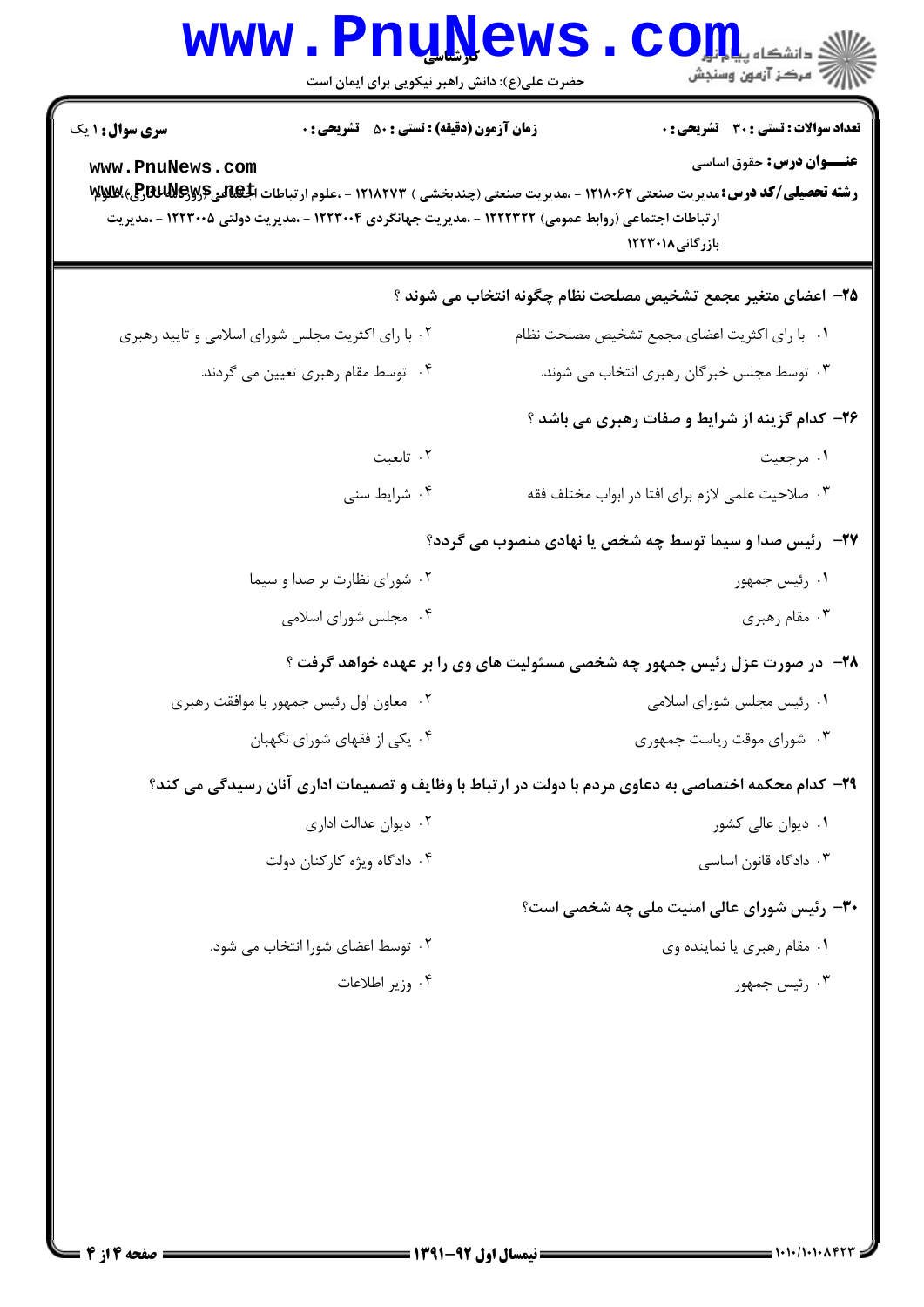**سری سوال:** ۱ یک

**زمان آزمون (دقیقه) :** تستی : ۵۰ تشریحی : ۰

**تعداد سوالات :** تستی : ۳۰ تشریحی : ۰

**عنـــوان درس:** حقوق اساسی

**رشته تحصیلی/کد درس:** مدیریت صنعتی ۱۲۱۸۰۶۲ - ،مدیریت صنعتی (چندبخشی ) ۱۲۱۸۲۷۳ - ،علوم ارتباطات اجتماعی (روزنامه نگاری)، علوم ارتباطات اجتماعی (روابط عمومی) ۱۲۲۲۳۲۲ - ،مدیریت جهانگردی ۱۲۲۳۰۰۴ - ،مدیریت دولتی ۱۲۲۳۰۰۵ - ،مدیریت بازرگانی ۱۲۲۳۰۱۸

۲۵- اعضای متغیر مجمع تشخیص مصلحت نظام چگونه انتخاب می شوند ؟

۱. با رای اکثریت اعضای مجمع تشخیص مصلحت نظام

۲. با رای اکثریت مجلس شورای اسلامی و تایید رهبری

۳. توسط مجلس خبرگان رهبری انتخاب می شوند.

۴. توسط مقام رهبری تعیین می گردند.

۲۶- کدام گزینه از شرایط و صفات رهبری می باشد ؟

۱. مرجعیت

۲. تابعیت

۳. صلاحیت علمی لازم برای افتا در ابواب مختلف فقه

۴. شرایط سنی

۲۷- رئیس صدا و سیما توسط چه شخص یا نهادی منصوب می گردد؟

۱. رئیس جمهور

۲. شورای نظارت بر صدا و سیما

۳. مقام رهبری

۴. مجلس شورای اسلامی

۲۸- در صورت عزل رئیس جمهور چه شخصی مسئولیت های وی را بر عهده خواهد گرفت ؟

۱. رئیس مجلس شورای اسلامی

۲. معاون اول رئیس جمهور با موافقت رهبری

۳. شورای موقت ریاست جمهوری

۴. یکی از فقهای شورای نگهبان

۲۹- کدام محکمه اختصاصی به دعاوی مردم با دولت در ارتباط با وظایف و تصمیمات اداری آنان رسیدگی می کند؟

۱. دیوان عالی کشور

۲. دیوان عدالت اداری

۳. دادگاه قانون اساسی

۴. دادگاه ویژه کارکنان دولت

۳۰- رئیس شورای عالی امنیت ملی چه شخصی است؟

۱. مقام رهبری یا نماینده وی

۲. توسط اعضای شورا انتخاب می شود.

۳. رئیس جمهور

۴. وزیر اطلاعات